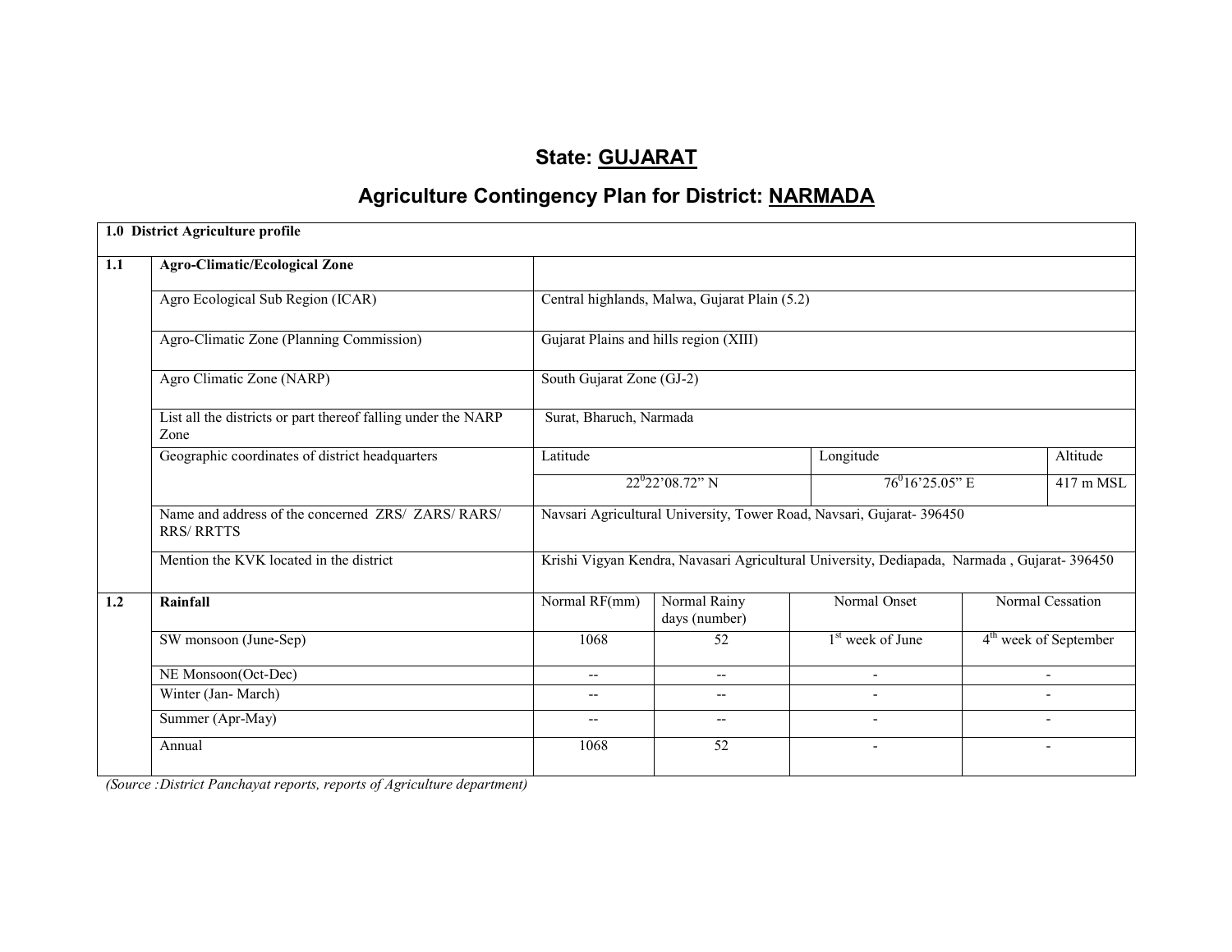# State: GUJARAT

## Agriculture Contingency Plan for District: NARMADA

| 1.0 District Agriculture profile | | | | | | |
|---|---|---|---|---|---|---|
| **1.1** | **Agro-Climatic/Ecological Zone** | | | | | |
| | Agro Ecological Sub Region (ICAR) | Central highlands, Malwa, Gujarat Plain (5.2) | | | | |
| | Agro-Climatic Zone (Planning Commission) | Gujarat Plains and hills region (XIII) | | | | |
| | Agro Climatic Zone (NARP) | South Gujarat Zone (GJ-2) | | | | |
| | List all the districts or part thereof falling under the NARP Zone | Surat, Bharuch, Narmada | | | | |
| | Geographic coordinates of district headquarters | Latitude | | Longitude | | Altitude |
| | | $22^0$22'08.72" N | | $76^0$16'25.05" E | | 417 m MSL |
| | Name and address of the concerned ZRS/ ZARS/ RARS/ RRS/ RRTTS | Navsari Agricultural University, Tower Road, Navsari, Gujarat- 396450 | | | | |
| | Mention the KVK located in the district | Krishi Vigyan Kendra, Navasari Agricultural University, Dediapada, Narmada , Gujarat- 396450 | | | | |
| **1.2** | **Rainfall** | Normal RF(mm) | Normal Rainy days (number) | Normal Onset | Normal Cessation | |
| | SW monsoon (June-Sep) | 1068 | 52 | 1st week of June | 4th week of September | |
| | NE Monsoon(Oct-Dec) | -- | -- | - | - | |
| | Winter (Jan- March) | -- | -- | - | - | |
| | Summer (Apr-May) | -- | -- | - | - | |
| | Annual | 1068 | 52 | - | - | |

*(Source :District Panchayat reports, reports of Agriculture department)*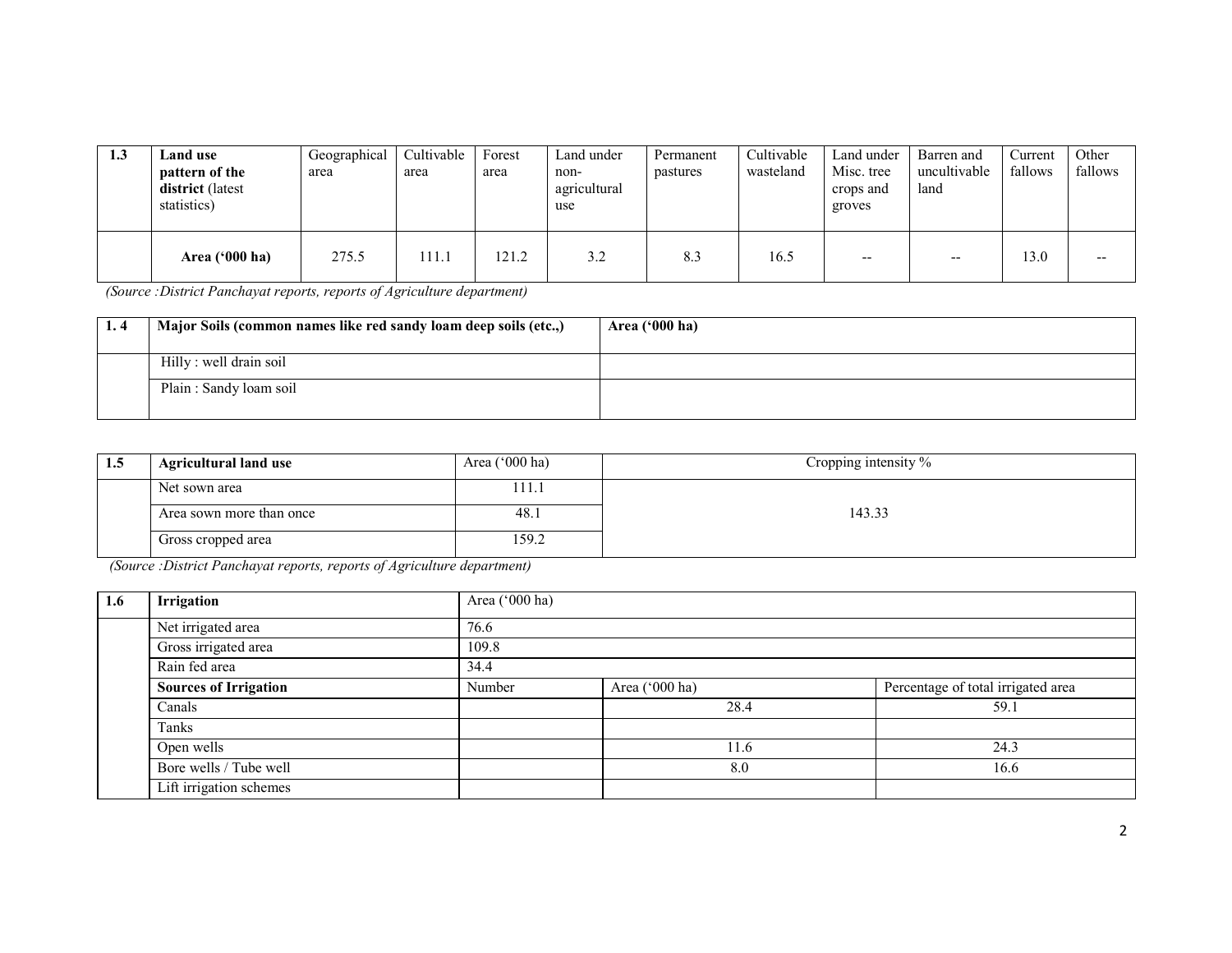| 1.3 | Land use pattern of the district (latest statistics) | Geographical area | Cultivable area | Forest area | Land under non-agricultural use | Permanent pastures | Cultivable wasteland | Land under Misc. tree crops and groves | Barren and uncultivable land | Current fallows | Other fallows |
|---|---|---|---|---|---|---|---|---|---|---|---|
| | **Area ('000 ha)** | 275.5 | 111.1 | 121.2 | 3.2 | 8.3 | 16.5 | -- | -- | 13.0 | -- |

*(Source :District Panchayat reports, reports of Agriculture department)*

| 1. 4 | Major Soils (common names like red sandy loam deep soils (etc.,) | Area ('000 ha) |
|---|---|---|
| | Hilly : well drain soil | |
| | Plain : Sandy loam soil | |

| 1.5 | Agricultural land use | Area ('000 ha) | Cropping intensity % |
|---|---|---|---|
| | Net sown area | 111.1 | 143.33 |
| | Area sown more than once | 48.1 | |
| | Gross cropped area | 159.2 | |

*(Source :District Panchayat reports, reports of Agriculture department)*

| 1.6 | Irrigation | Area ('000 ha) | | |
|---|---|---|---|---|
| | Net irrigated area | 76.6 | | |
| | Gross irrigated area | 109.8 | | |
| | Rain fed area | 34.4 | | |
| | **Sources of Irrigation** | Number | Area ('000 ha) | Percentage of total irrigated area |
| | Canals | | 28.4 | 59.1 |
| | Tanks | | | |
| | Open wells | | 11.6 | 24.3 |
| | Bore wells / Tube well | | 8.0 | 16.6 |
| | Lift irrigation schemes | | | |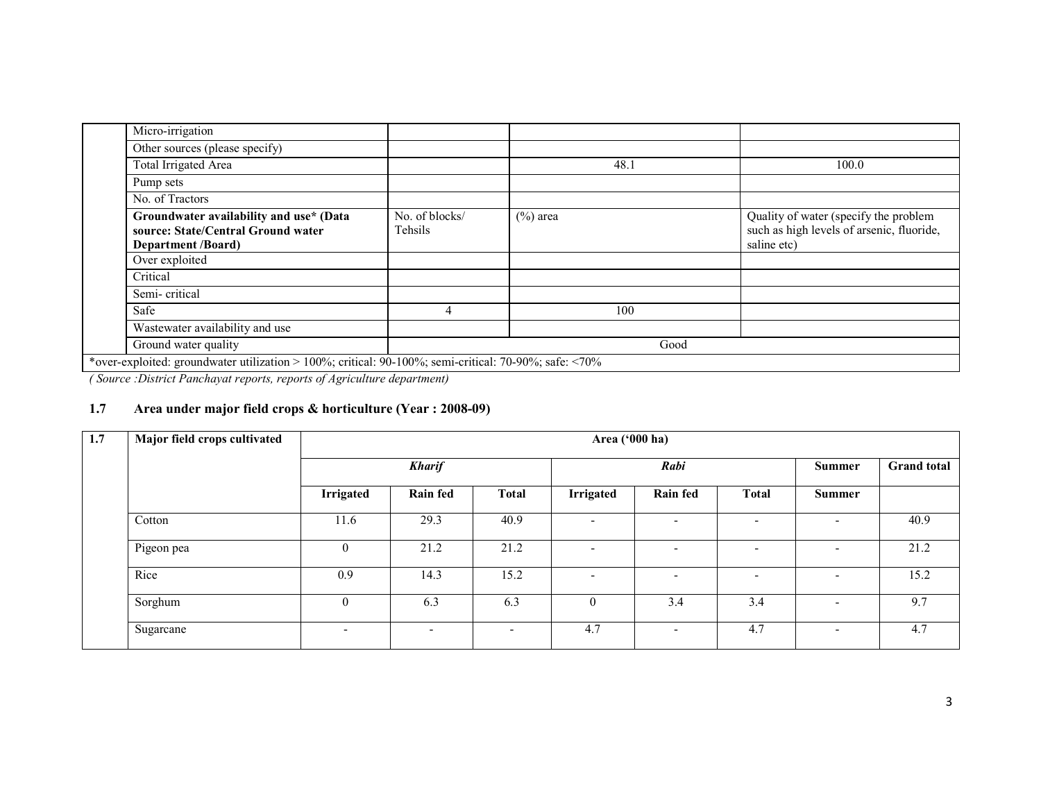| | | | | |
|---|---|---|---|---|
| | Micro-irrigation | | | |
| | Other sources (please specify) | | | |
| | Total Irrigated Area | | 48.1 | 100.0 |
| | Pump sets | | | |
| | No. of Tractors | | | |
| | **Groundwater availability and use* (Data source: State/Central Ground water Department /Board)** | No. of blocks/ Tehsils | (%) area | Quality of water (specify the problem such as high levels of arsenic, fluoride, saline etc) |
| | Over exploited | | | |
| | Critical | | | |
| | Semi- critical | | | |
| | Safe | 4 | 100 | |
| | Wastewater availability and use | | | |
| | Ground water quality | Good | | |
| *over-exploited: groundwater utilization > 100%; critical: 90-100%; semi-critical: 70-90%; safe: <70% | | | | |

*( Source :District Panchayat reports, reports of Agriculture department)*

## 1.7 Area under major field crops & horticulture (Year : 2008-09)

| 1.7 | Major field crops cultivated | Area ('000 ha) | | | | | | | |
|---|---|---|---|---|---|---|---|---|---|
| | | ***Kharif*** | | | ***Rabi*** | | | **Summer** | **Grand total** |
| | | **Irrigated** | **Rain fed** | **Total** | **Irrigated** | **Rain fed** | **Total** | **Summer** | |
| | Cotton | 11.6 | 29.3 | 40.9 | - | - | - | - | 40.9 |
| | Pigeon pea | 0 | 21.2 | 21.2 | - | - | - | - | 21.2 |
| | Rice | 0.9 | 14.3 | 15.2 | - | - | - | - | 15.2 |
| | Sorghum | 0 | 6.3 | 6.3 | 0 | 3.4 | 3.4 | - | 9.7 |
| | Sugarcane | - | - | - | 4.7 | - | 4.7 | - | 4.7 |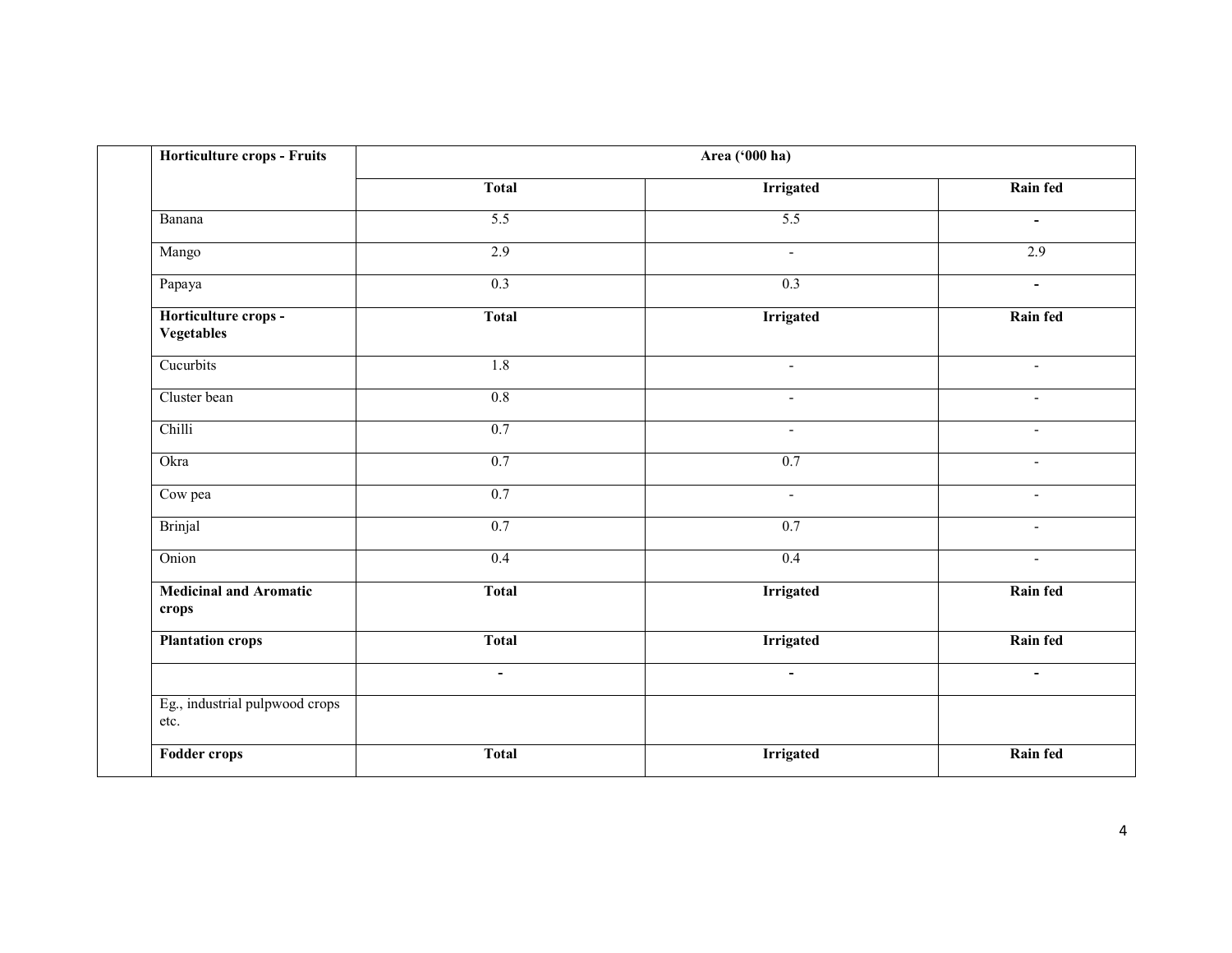| | Horticulture crops - Fruits | Area ('000 ha) | | |
|---|---|---|---|---|
| | | Total | Irrigated | Rain fed |
| | Banana | 5.5 | 5.5 | - |
| | Mango | 2.9 | - | 2.9 |
| | Papaya | 0.3 | 0.3 | - |
| | **Horticulture crops - Vegetables** | **Total** | **Irrigated** | **Rain fed** |
| | Cucurbits | 1.8 | - | - |
| | Cluster bean | 0.8 | - | - |
| | Chilli | 0.7 | - | - |
| | Okra | 0.7 | 0.7 | - |
| | Cow pea | 0.7 | - | - |
| | Brinjal | 0.7 | 0.7 | - |
| | Onion | 0.4 | 0.4 | - |
| | **Medicinal and Aromatic crops** | **Total** | **Irrigated** | **Rain fed** |
| | **Plantation crops** | **Total** | **Irrigated** | **Rain fed** |
| | | - | - | - |
| | Eg., industrial pulpwood crops etc. | | | |
| | **Fodder crops** | **Total** | **Irrigated** | **Rain fed** |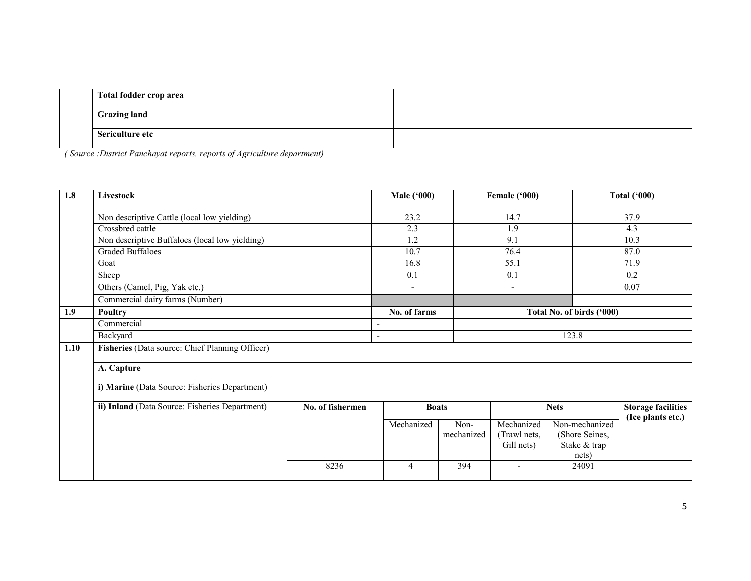| | | | | |
|---|---|---|---|---|
| | **Total fodder crop area** | | | |
| | **Grazing land** | | | |
| | **Sericulture etc** | | | |

*( Source :District Panchayat reports, reports of Agriculture department)*

| **1.8** | **Livestock** | **Male ('000)** | **Female ('000)** | **Total ('000)** |
|---|---|---|---|---|
| | Non descriptive Cattle (local low yielding) | 23.2 | 14.7 | 37.9 |
| | Crossbred cattle | 2.3 | 1.9 | 4.3 |
| | Non descriptive Buffaloes (local low yielding) | 1.2 | 9.1 | 10.3 |
| | Graded Buffaloes | 10.7 | 76.4 | 87.0 |
| | Goat | 16.8 | 55.1 | 71.9 |
| | Sheep | 0.1 | 0.1 | 0.2 |
| | Others (Camel, Pig, Yak etc.) | - | - | 0.07 |
| | Commercial dairy farms (Number) | | | |
| **1.9** | **Poultry** | **No. of farms** | **Total No. of birds ('000)** | |
| | Commercial | - | | |
| | Backyard | - | 123.8 | |

| **1.10** | **Fisheries** (Data source: Chief Planning Officer) | | | | | | |
|---|---|---|---|---|---|---|---|
| | **A. Capture** | | | | | | |
| | **i) Marine** (Data Source: Fisheries Department) | | | | | | |
| | **ii) Inland** (Data Source: Fisheries Department) | **No. of fishermen** | **Boats** | | **Nets** | | **Storage facilities (Ice plants etc.)** |
| | | | Mechanized | Non-mechanized | Mechanized (Trawl nets, Gill nets) | Non-mechanized (Shore Seines, Stake & trap nets) | |
| | | 8236 | 4 | 394 | - | 24091 | |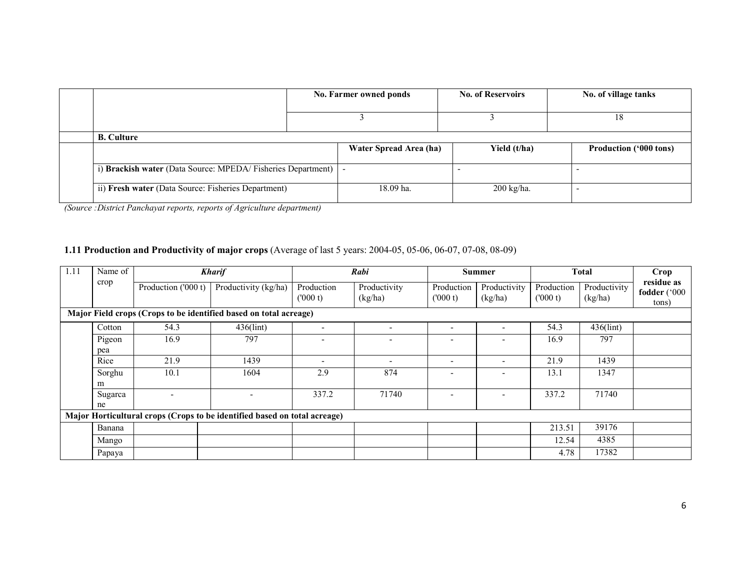| | | No. Farmer owned ponds | No. of Reservoirs | No. of village tanks |
|---|---|---|---|---|
| | | 3 | 3 | 18 |

| | **B. Culture** | | | |
|---|---|---|---|---|
| | | **Water Spread Area (ha)** | **Yield (t/ha)** | **Production ('000 tons)** |
| | i) **Brackish water** (Data Source: MPEDA/ Fisheries Department) | - | - | - |
| | ii) **Fresh water** (Data Source: Fisheries Department) | 18.09 ha. | 200 kg/ha. | - |

*(Source :District Panchayat reports, reports of Agriculture department)*

**1.11 Production and Productivity of major crops** (Average of last 5 years: 2004-05, 05-06, 06-07, 07-08, 08-09)

| 1.11 | Name of crop | *Kharif* | | *Rabi* | | Summer | | Total | | Crop residue as fodder ('000 tons) |
|---|---|---|---|---|---|---|---|---|---|---|
| | | Production ('000 t) | Productivity (kg/ha) | Production ('000 t) | Productivity (kg/ha) | Production ('000 t) | Productivity (kg/ha) | Production ('000 t) | Productivity (kg/ha) | |
| **Major Field crops (Crops to be identified based on total acreage)** | | | | | | | | | | |
| | Cotton | 54.3 | 436(lint) | - | - | - | - | 54.3 | 436(lint) | |
| | Pigeon pea | 16.9 | 797 | - | - | - | - | 16.9 | 797 | |
| | Rice | 21.9 | 1439 | - | - | - | - | 21.9 | 1439 | |
| | Sorghum | 10.1 | 1604 | 2.9 | 874 | - | - | 13.1 | 1347 | |
| | Sugarcane | - | - | 337.2 | 71740 | - | - | 337.2 | 71740 | |
| **Major Horticultural crops (Crops to be identified based on total acreage)** | | | | | | | | | | |
| | Banana | | | | | | | 213.51 | 39176 | |
| | Mango | | | | | | | 12.54 | 4385 | |
| | Papaya | | | | | | | 4.78 | 17382 | |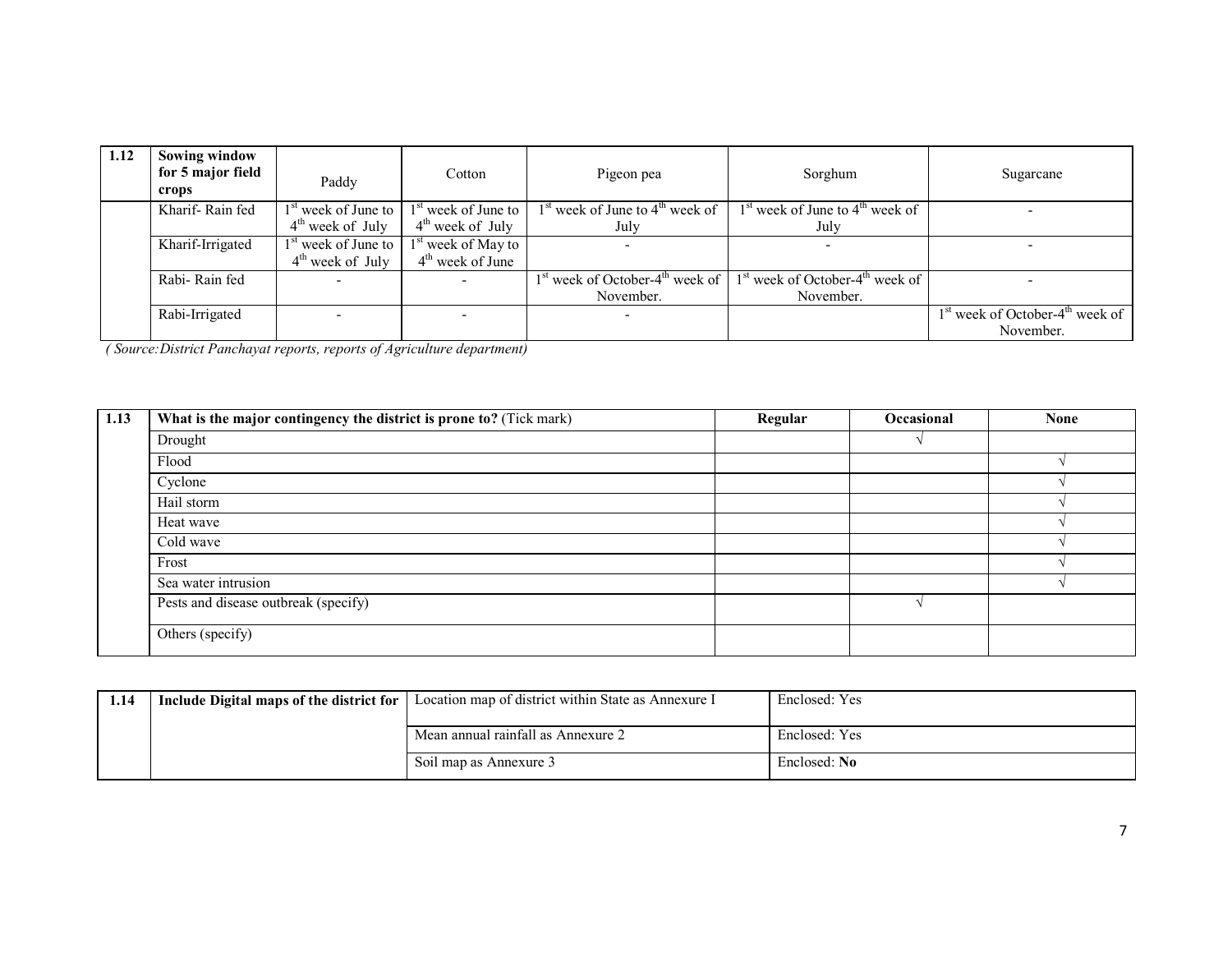| 1.12 | Sowing window for 5 major field crops | Paddy | Cotton | Pigeon pea | Sorghum | Sugarcane |
|---|---|---|---|---|---|---|
| | Kharif- Rain fed | 1st week of June to 4th week of July | 1st week of June to 4th week of July | 1st week of June to 4th week of July | 1st week of June to 4th week of July | - |
| | Kharif-Irrigated | 1st week of June to 4th week of July | 1st week of May to 4th week of June | - | - | - |
| | Rabi- Rain fed | - | - | 1st week of October-4th week of November. | 1st week of October-4th week of November. | - |
| | Rabi-Irrigated | - | - | - | | 1st week of October-4th week of November. |

*( Source:District Panchayat reports, reports of Agriculture department)*

| 1.13 | What is the major contingency the district is prone to? (Tick mark) | Regular | Occasional | None |
|---|---|---|---|---|
| | Drought | | √ | |
| | Flood | | | √ |
| | Cyclone | | | √ |
| | Hail storm | | | √ |
| | Heat wave | | | √ |
| | Cold wave | | | √ |
| | Frost | | | √ |
| | Sea water intrusion | | | √ |
| | Pests and disease outbreak (specify) | | √ | |
| | Others (specify) | | | |

| 1.14 | Include Digital maps of the district for | Location map of district within State as Annexure I | Enclosed: Yes |
|---|---|---|---|
| | | Mean annual rainfall as Annexure 2 | Enclosed: Yes |
| | | Soil map as Annexure 3 | Enclosed: **No** |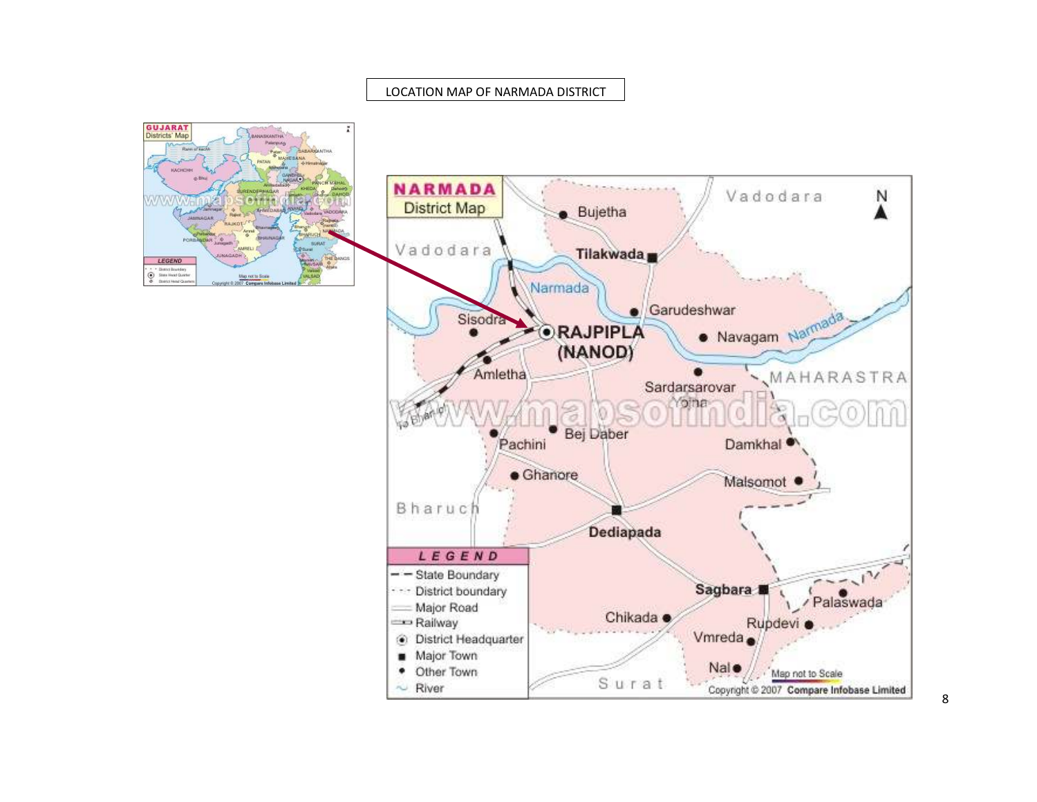LOCATION MAP OF NARMADA DISTRICT

NARMADA District Map

Vadodara

Bujetha

Tilakwada

Narmada

Garudeshwar

Sisodra

RAJPIPLA (NANOD)

Navagam

Amletha

Sardarsarovar Yojna

MAHARASTRA

To Bharuch

Pachini

Bej Daber

Damkhal

Ghanore

Malsomot

Bharuch

Dediapada

Sagbara

Palaswada

Chikada

Rupdevi

Vmreda

Nal

Surat

LEGEND

- State Boundary
- District boundary
- Major Road
- Railway
- District Headquarter
- Major Town
- Other Town
- River

Map not to Scale

Copyright © 2007 Compare Infobase Limited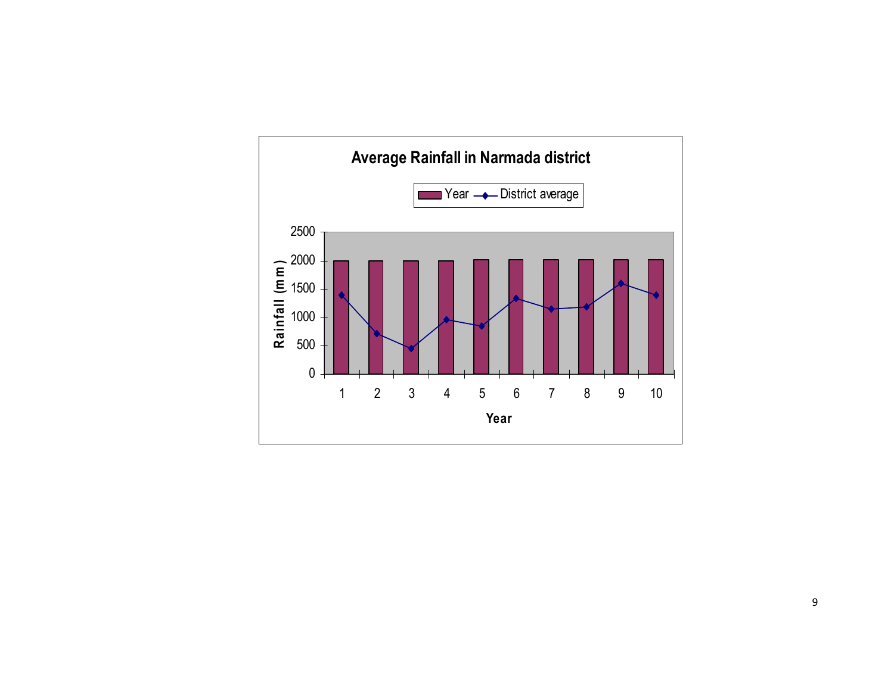**Average Rainfall in Narmada district**

Legend: Year — District average

Rainfall (mm)

2500
2000
1500
1000
500
0

1 2 3 4 5 6 7 8 9 10

Year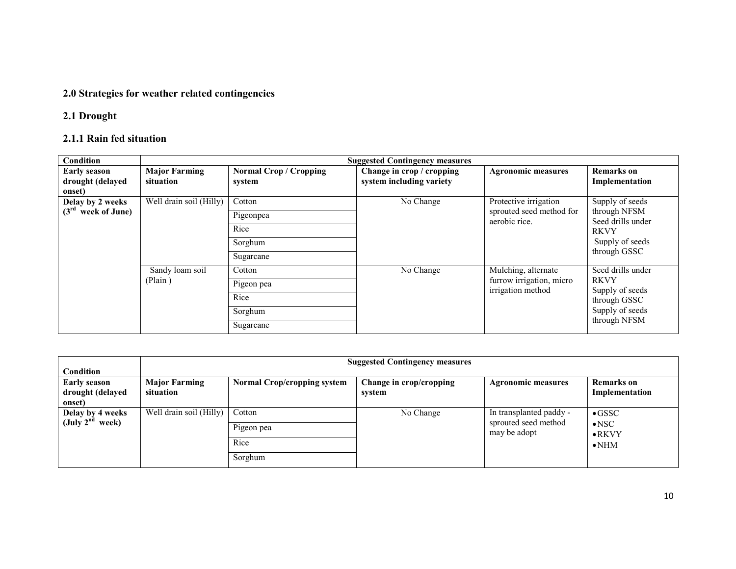## 2.0 Strategies for weather related contingencies

### 2.1 Drought

#### 2.1.1 Rain fed situation

| Condition | Suggested Contingency measures | | | | |
|---|---|---|---|---|---|
| **Early season drought (delayed onset)** | **Major Farming situation** | **Normal Crop / Cropping system** | **Change in crop / cropping system including variety** | **Agronomic measures** | **Remarks on Implementation** |
| **Delay by 2 weeks (3rd week of June)** | Well drain soil (Hilly) | Cotton | No Change | Protective irrigation sprouted seed method for aerobic rice. | Supply of seeds through NFSM Seed drills under RKVY Supply of seeds through GSSC |
| | | Pigeonpea | | | |
| | | Rice | | | |
| | | Sorghum | | | |
| | | Sugarcane | | | |
| | Sandy loam soil (Plain ) | Cotton | No Change | Mulching, alternate furrow irrigation, micro irrigation method | Seed drills under RKVY Supply of seeds through GSSC Supply of seeds through NFSM |
| | | Pigeon pea | | | |
| | | Rice | | | |
| | | Sorghum | | | |
| | | Sugarcane | | | |

| Condition | Suggested Contingency measures | | | | |
|---|---|---|---|---|---|
| **Early season drought (delayed onset)** | **Major Farming situation** | **Normal Crop/cropping system** | **Change in crop/cropping system** | **Agronomic measures** | **Remarks on Implementation** |
| **Delay by 4 weeks (July 2nd week)** | Well drain soil (Hilly) | Cotton | No Change | In transplanted paddy - sprouted seed method may be adopt | • GSSC • NSC • RKVY • NHM |
| | | Pigeon pea | | | |
| | | Rice | | | |
| | | Sorghum | | | |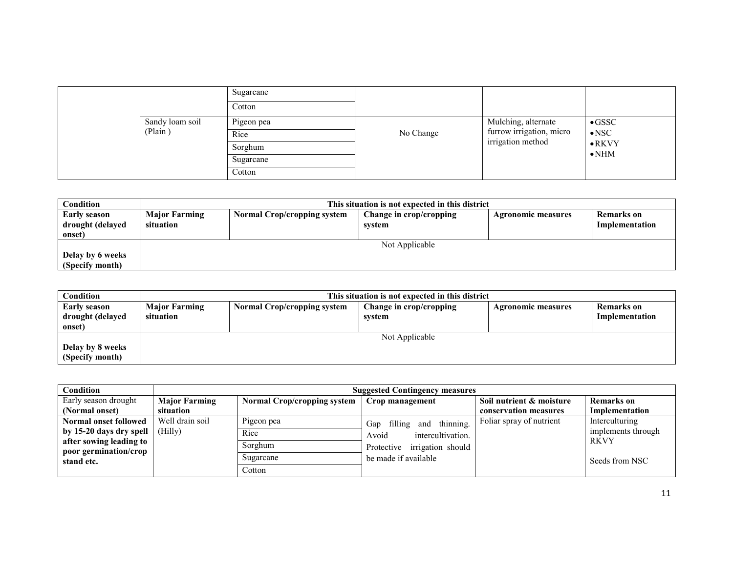| | | Sugarcane | | | |
|---|---|---|---|---|---|
| | | Cotton | | | |
| | Sandy loam soil (Plain ) | Pigeon pea | No Change | Mulching, alternate furrow irrigation, micro irrigation method | • GSSC<br>• NSC<br>• RKVY<br>• NHM |
| | | Rice | | | |
| | | Sorghum | | | |
| | | Sugarcane | | | |
| | | Cotton | | | |

| **Condition** | **This situation is not expected in this district** | | | | |
|---|---|---|---|---|---|
| **Early season drought (delayed onset)** | **Major Farming situation** | **Normal Crop/cropping system** | **Change in crop/cropping system** | **Agronomic measures** | **Remarks on Implementation** |
| **Delay by 6 weeks (Specify month)** | Not Applicable | | | | |

| **Condition** | **This situation is not expected in this district** | | | | |
|---|---|---|---|---|---|
| **Early season drought (delayed onset)** | **Major Farming situation** | **Normal Crop/cropping system** | **Change in crop/cropping system** | **Agronomic measures** | **Remarks on Implementation** |
| **Delay by 8 weeks (Specify month)** | Not Applicable | | | | |

| **Condition** | **Suggested Contingency measures** | | | | |
|---|---|---|---|---|---|
| Early season drought **(Normal onset)** | **Major Farming situation** | **Normal Crop/cropping system** | **Crop management** | **Soil nutrient & moisture conservation measures** | **Remarks on Implementation** |
| **Normal onset followed by 15-20 days dry spell after sowing leading to poor germination/crop stand etc.** | Well drain soil (Hilly) | Pigeon pea | Gap filling and thinning. Avoid intercultivation. Protective irrigation should be made if available | Foliar spray of nutrient | Interculturing implements through RKVY<br><br>Seeds from NSC |
| | | Rice | | | |
| | | Sorghum | | | |
| | | Sugarcane | | | |
| | | Cotton | | | |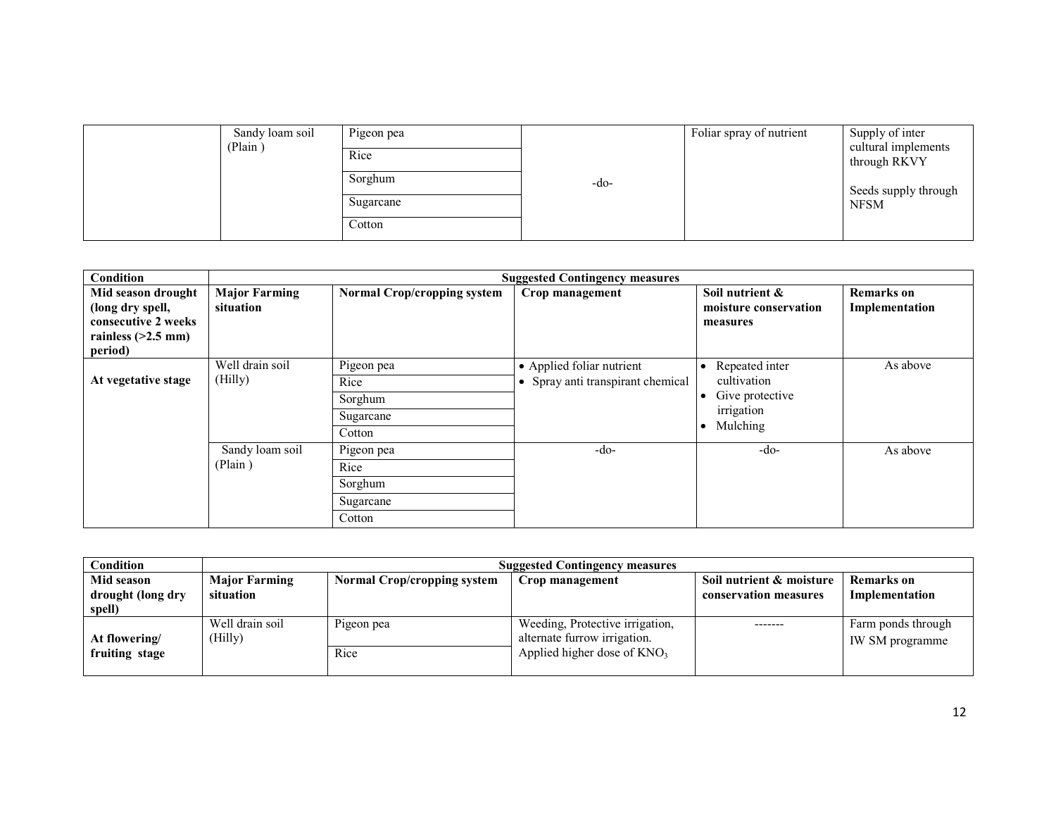| | | | | | |
|---|---|---|---|---|---|
| | Sandy loam soil (Plain ) | Pigeon pea | -do- | Foliar spray of nutrient | Supply of inter cultural implements through RKVY<br><br>Seeds supply through NFSM |
| | | Rice | | | |
| | | Sorghum | | | |
| | | Sugarcane | | | |
| | | Cotton | | | |

| **Condition** | **Suggested Contingency measures** | | | | |
|---|---|---|---|---|---|
| **Mid season drought (long dry spell, consecutive 2 weeks rainless (>2.5 mm) period)** | **Major Farming situation** | **Normal Crop/cropping system** | **Crop management** | **Soil nutrient & moisture conservation measures** | **Remarks on Implementation** |
| **At vegetative stage** | Well drain soil (Hilly) | Pigeon pea | • Applied foliar nutrient<br>• Spray anti transpirant chemical | • Repeated inter cultivation<br>• Give protective irrigation<br>• Mulching | As above |
| | | Rice | | | |
| | | Sorghum | | | |
| | | Sugarcane | | | |
| | | Cotton | | | |
| | Sandy loam soil (Plain ) | Pigeon pea | -do- | -do- | As above |
| | | Rice | | | |
| | | Sorghum | | | |
| | | Sugarcane | | | |
| | | Cotton | | | |

| **Condition** | **Suggested Contingency measures** | | | | |
|---|---|---|---|---|---|
| **Mid season drought (long dry spell)** | **Major Farming situation** | **Normal Crop/cropping system** | **Crop management** | **Soil nutrient & moisture conservation measures** | **Remarks on Implementation** |
| **At flowering/ fruiting stage** | Well drain soil (Hilly) | Pigeon pea | Weeding, Protective irrigation, alternate furrow irrigation. Applied higher dose of $KNO_3$ | ------- | Farm ponds through IW SM programme |
| | | Rice | | | |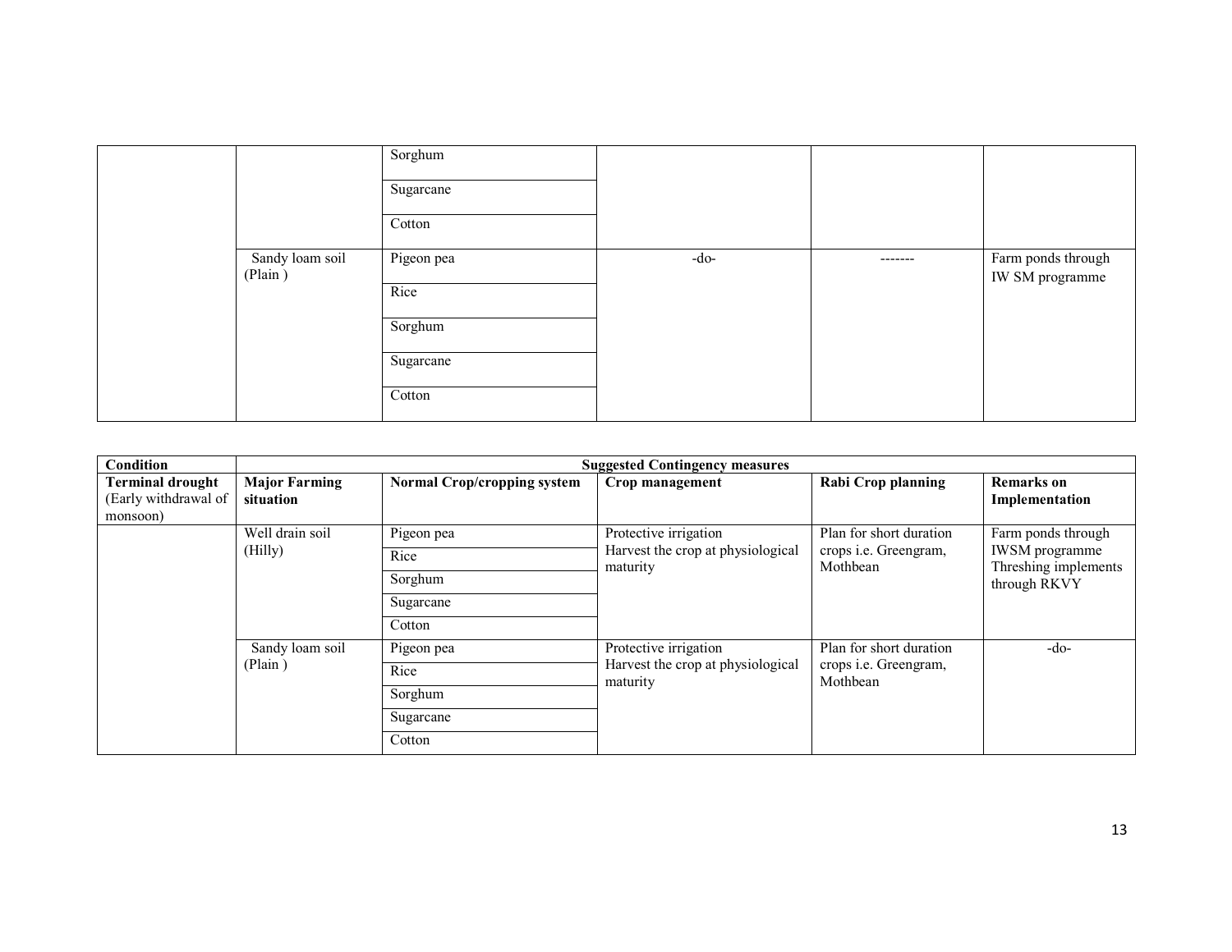| | | | | | |
|---|---|---|---|---|---|
| | | Sorghum | | | |
| | | Sugarcane | | | |
| | | Cotton | | | |
| | Sandy loam soil (Plain ) | Pigeon pea | -do- | ------- | Farm ponds through IW SM programme |
| | | Rice | | | |
| | | Sorghum | | | |
| | | Sugarcane | | | |
| | | Cotton | | | |

| Condition | Suggested Contingency measures | | | | |
|---|---|---|---|---|---|
| **Terminal drought** (Early withdrawal of monsoon) | **Major Farming situation** | **Normal Crop/cropping system** | **Crop management** | **Rabi Crop planning** | **Remarks on Implementation** |
| | Well drain soil (Hilly) | Pigeon pea | Protective irrigation<br>Harvest the crop at physiological maturity | Plan for short duration crops i.e. Greengram, Mothbean | Farm ponds through IWSM programme<br>Threshing implements through RKVY |
| | | Rice | | | |
| | | Sorghum | | | |
| | | Sugarcane | | | |
| | | Cotton | | | |
| | Sandy loam soil (Plain ) | Pigeon pea | Protective irrigation<br>Harvest the crop at physiological maturity | Plan for short duration crops i.e. Greengram, Mothbean | -do- |
| | | Rice | | | |
| | | Sorghum | | | |
| | | Sugarcane | | | |
| | | Cotton | | | |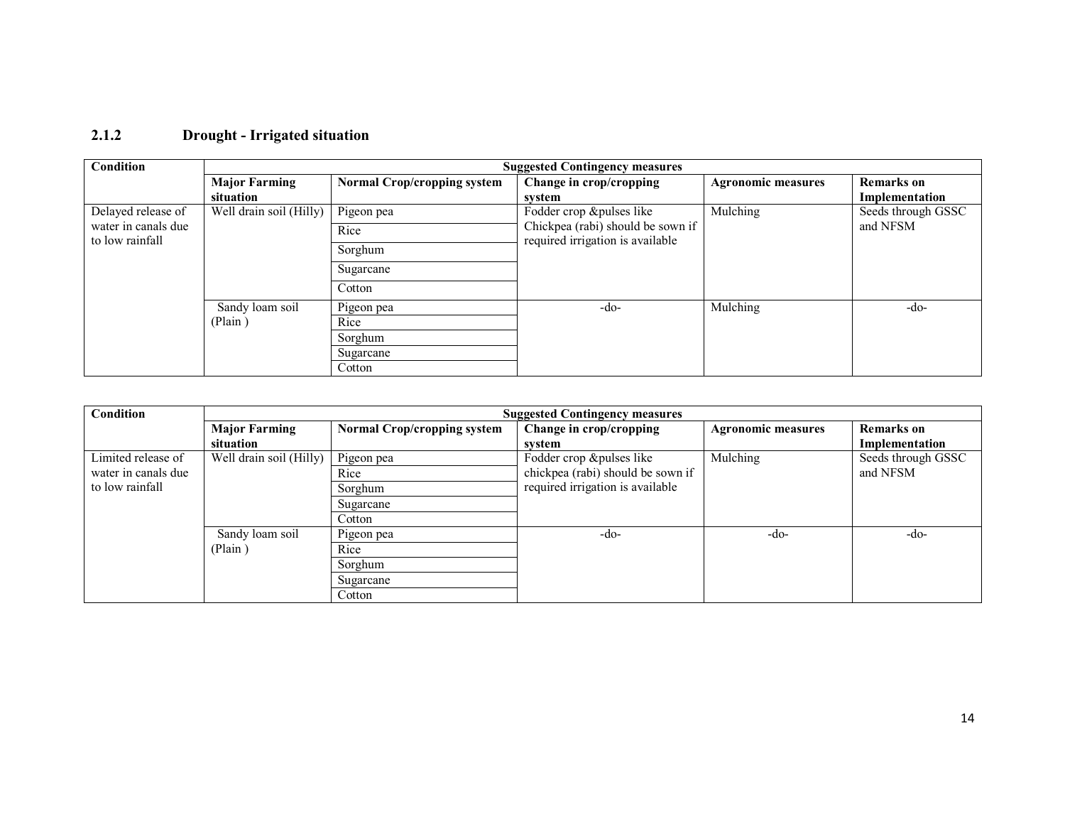### 2.1.2 Drought - Irrigated situation

| Condition | Suggested Contingency measures | | | | |
|---|---|---|---|---|---|
| | Major Farming situation | Normal Crop/cropping system | Change in crop/cropping system | Agronomic measures | Remarks on Implementation |
| Delayed release of water in canals due to low rainfall | Well drain soil (Hilly) | Pigeon pea | Fodder crop &pulses like Chickpea (rabi) should be sown if required irrigation is available | Mulching | Seeds through GSSC and NFSM |
| | | Rice | | | |
| | | Sorghum | | | |
| | | Sugarcane | | | |
| | | Cotton | | | |
| | Sandy loam soil (Plain ) | Pigeon pea | -do- | Mulching | -do- |
| | | Rice | | | |
| | | Sorghum | | | |
| | | Sugarcane | | | |
| | | Cotton | | | |

| Condition | Suggested Contingency measures | | | | |
|---|---|---|---|---|---|
| | Major Farming situation | Normal Crop/cropping system | Change in crop/cropping system | Agronomic measures | Remarks on Implementation |
| Limited release of water in canals due to low rainfall | Well drain soil (Hilly) | Pigeon pea | Fodder crop &pulses like chickpea (rabi) should be sown if required irrigation is available | Mulching | Seeds through GSSC and NFSM |
| | | Rice | | | |
| | | Sorghum | | | |
| | | Sugarcane | | | |
| | | Cotton | | | |
| | Sandy loam soil (Plain ) | Pigeon pea | -do- | -do- | -do- |
| | | Rice | | | |
| | | Sorghum | | | |
| | | Sugarcane | | | |
| | | Cotton | | | |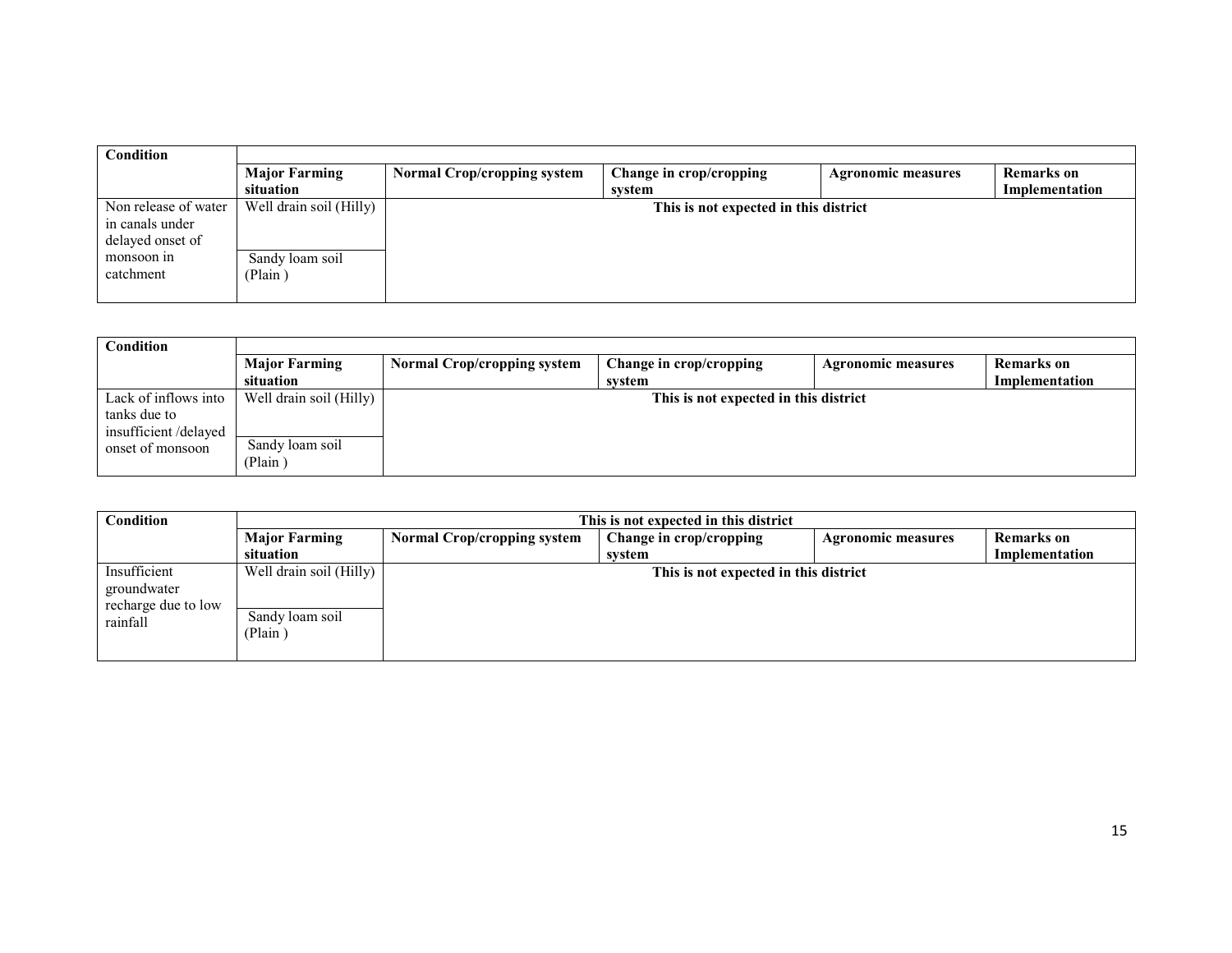| Condition | | | | | |
|---|---|---|---|---|---|
| | Major Farming situation | Normal Crop/cropping system | Change in crop/cropping system | Agronomic measures | Remarks on Implementation |
| Non release of water in canals under delayed onset of monsoon in catchment | Well drain soil (Hilly) | This is not expected in this district | | | |
| | Sandy loam soil (Plain ) | | | | |

| Condition | | | | | |
|---|---|---|---|---|---|
| | Major Farming situation | Normal Crop/cropping system | Change in crop/cropping system | Agronomic measures | Remarks on Implementation |
| Lack of inflows into tanks due to insufficient /delayed onset of monsoon | Well drain soil (Hilly) | This is not expected in this district | | | |
| | Sandy loam soil (Plain ) | | | | |

| Condition | This is not expected in this district | | | | |
|---|---|---|---|---|---|
| | Major Farming situation | Normal Crop/cropping system | Change in crop/cropping system | Agronomic measures | Remarks on Implementation |
| Insufficient groundwater recharge due to low rainfall | Well drain soil (Hilly) | This is not expected in this district | | | |
| | Sandy loam soil (Plain ) | | | | |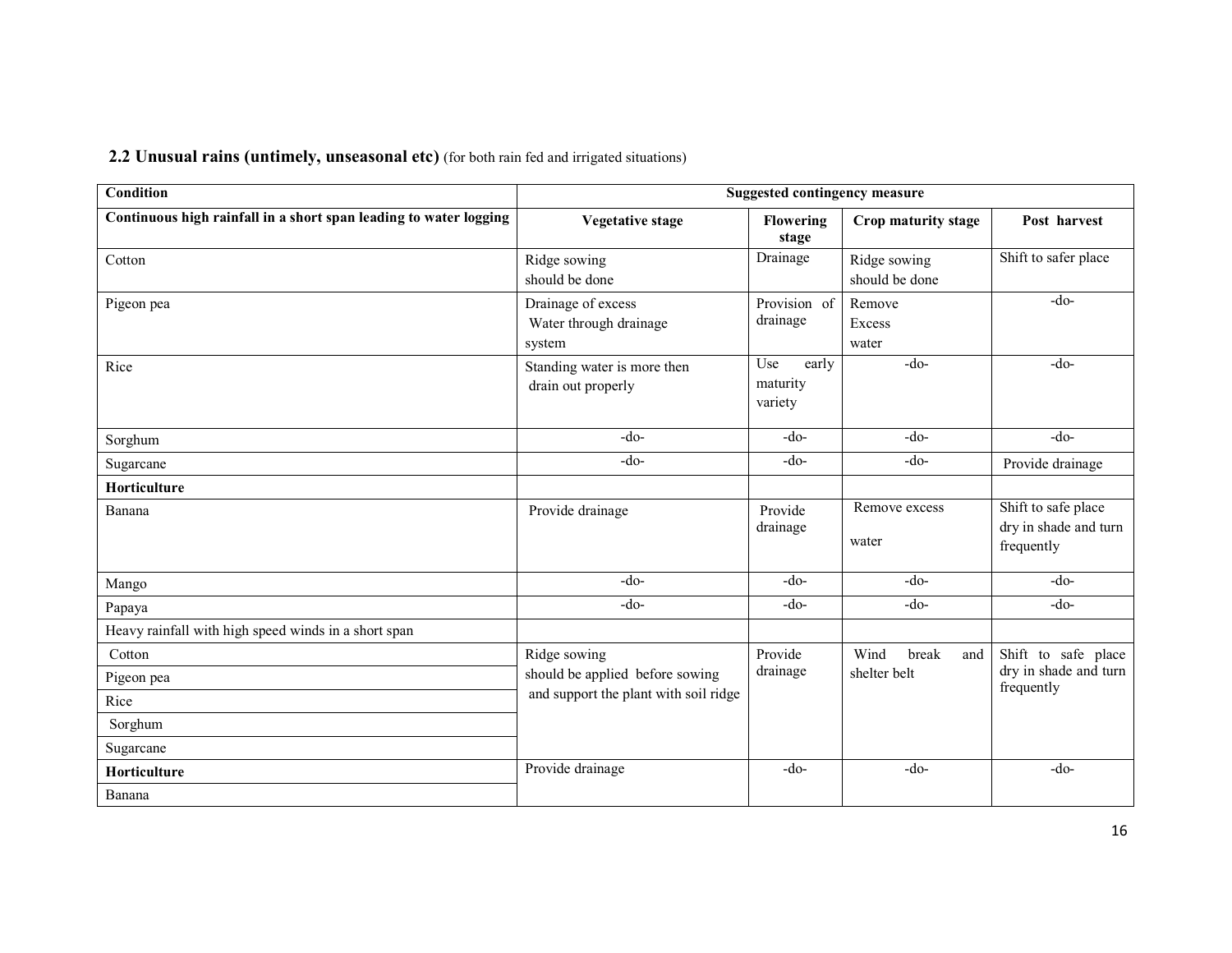### 2.2 Unusual rains (untimely, unseasonal etc) (for both rain fed and irrigated situations)

| Condition | Suggested contingency measure | | | |
|---|---|---|---|---|
| **Continuous high rainfall in a short span leading to water logging** | **Vegetative stage** | **Flowering stage** | **Crop maturity stage** | **Post harvest** |
| Cotton | Ridge sowing should be done | Drainage | Ridge sowing should be done | Shift to safer place |
| Pigeon pea | Drainage of excess Water through drainage system | Provision of drainage | Remove Excess water | -do- |
| Rice | Standing water is more then drain out properly | Use early maturity variety | -do- | -do- |
| Sorghum | -do- | -do- | -do- | -do- |
| Sugarcane | -do- | -do- | -do- | Provide drainage |
| **Horticulture** | | | | |
| Banana | Provide drainage | Provide drainage | Remove excess water | Shift to safe place dry in shade and turn frequently |
| Mango | -do- | -do- | -do- | -do- |
| Papaya | -do- | -do- | -do- | -do- |
| Heavy rainfall with high speed winds in a short span | | | | |
| Cotton | Ridge sowing should be applied before sowing and support the plant with soil ridge | Provide drainage | Wind break and shelter belt | Shift to safe place dry in shade and turn frequently |
| Pigeon pea | | | | |
| Rice | | | | |
| Sorghum | | | | |
| Sugarcane | | | | |
| **Horticulture** | Provide drainage | -do- | -do- | -do- |
| Banana | | | | |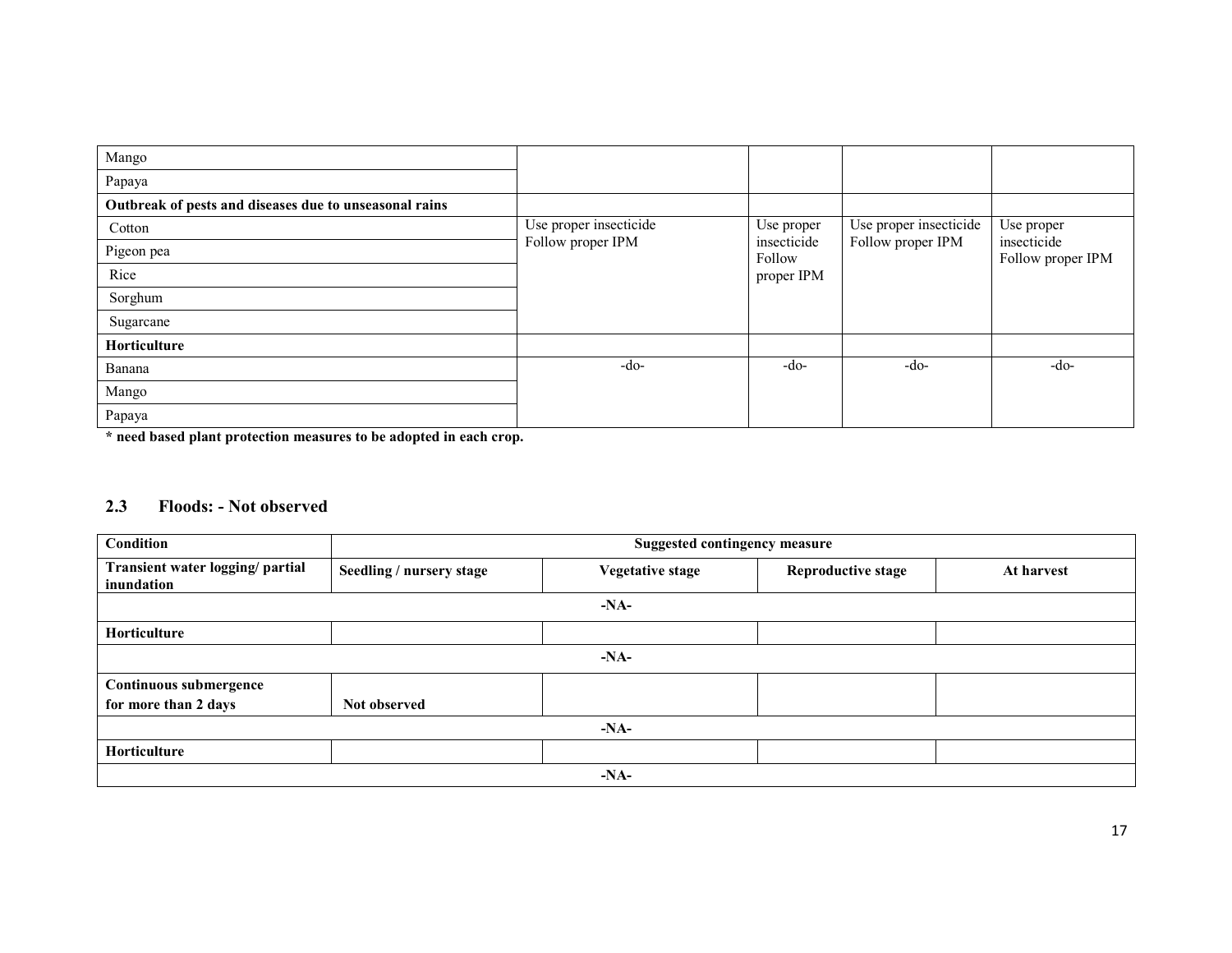| | | | | |
|---|---|---|---|---|
| Mango | | | | |
| Papaya | | | | |
| **Outbreak of pests and diseases due to unseasonal rains** | | | | |
| Cotton | Use proper insecticide Follow proper IPM | Use proper insecticide Follow proper IPM | Use proper insecticide Follow proper IPM | Use proper insecticide Follow proper IPM |
| Pigeon pea | | | | |
| Rice | | | | |
| Sorghum | | | | |
| Sugarcane | | | | |
| **Horticulture** | | | | |
| Banana | -do- | -do- | -do- | -do- |
| Mango | | | | |
| Papaya | | | | |

**\* need based plant protection measures to be adopted in each crop.**

## 2.3 Floods: - Not observed

| **Condition** | **Suggested contingency measure** | | | |
|---|---|---|---|---|
| **Transient water logging/ partial inundation** | **Seedling / nursery stage** | **Vegetative stage** | **Reproductive stage** | **At harvest** |
| | | **-NA-** | | |
| **Horticulture** | | | | |
| | | **-NA-** | | |
| **Continuous submergence for more than 2 days** | **Not observed** | | | |
| | | **-NA-** | | |
| **Horticulture** | | | | |
| | | **-NA-** | | |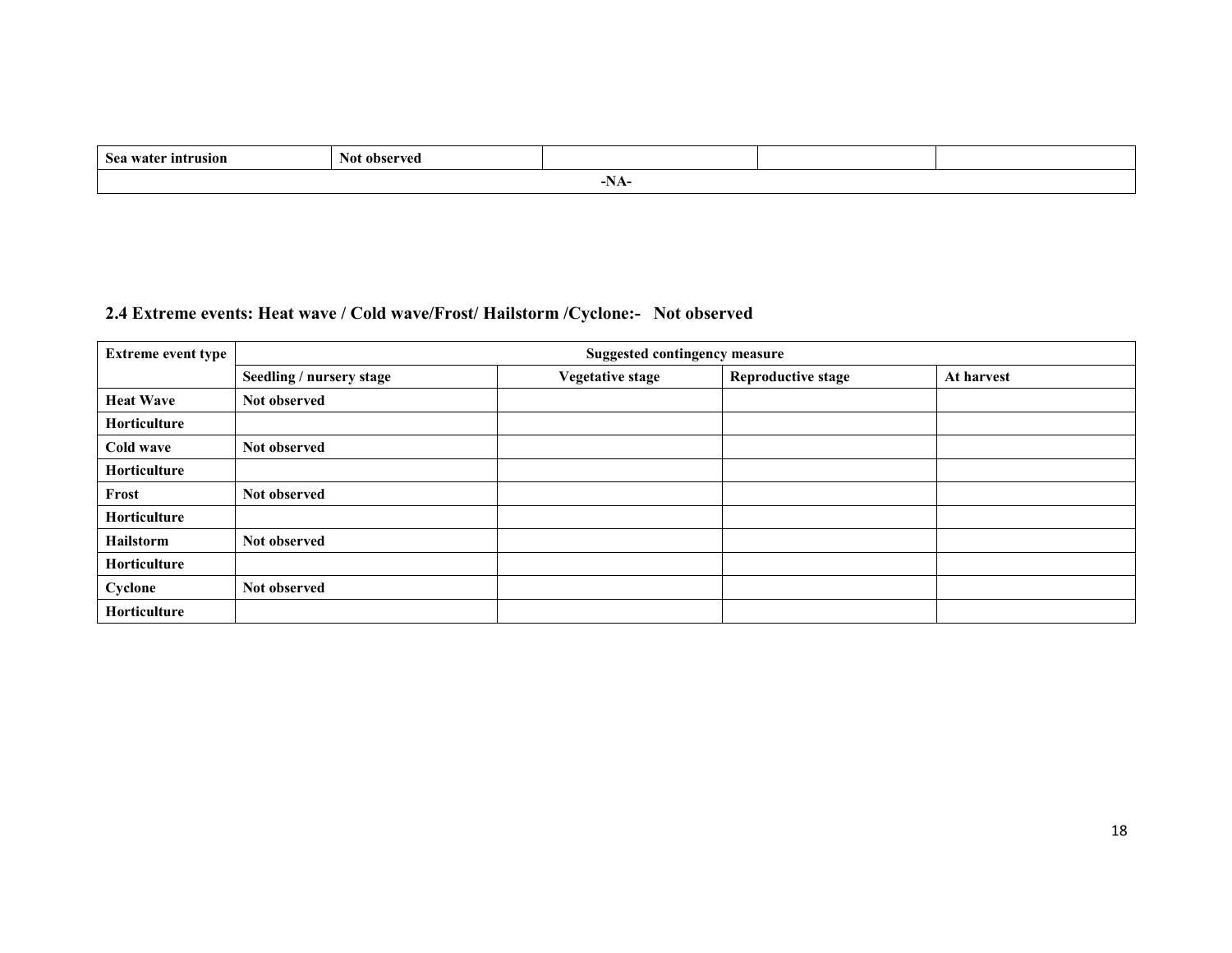| Sea water intrusion | Not observed | | | |
|---|---|---|---|---|
| -NA- | | | | |

### 2.4 Extreme events: Heat wave / Cold wave/Frost/ Hailstorm /Cyclone:- Not observed

| Extreme event type | Suggested contingency measure | | | |
|---|---|---|---|---|
| | Seedling / nursery stage | Vegetative stage | Reproductive stage | At harvest |
| Heat Wave | Not observed | | | |
| Horticulture | | | | |
| Cold wave | Not observed | | | |
| Horticulture | | | | |
| Frost | Not observed | | | |
| Horticulture | | | | |
| Hailstorm | Not observed | | | |
| Horticulture | | | | |
| Cyclone | Not observed | | | |
| Horticulture | | | | |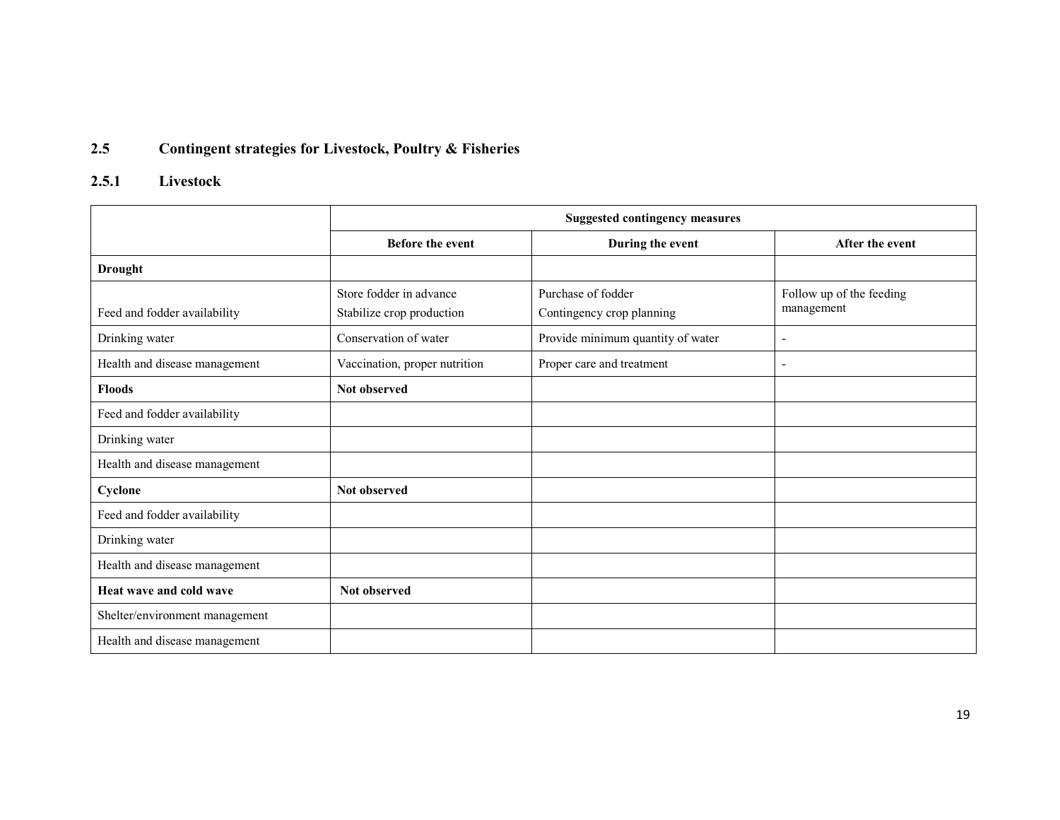## 2.5 Contingent strategies for Livestock, Poultry & Fisheries

### 2.5.1 Livestock

| | Suggested contingency measures | | |
|---|---|---|---|
| | **Before the event** | **During the event** | **After the event** |
| **Drought** | | | |
| Feed and fodder availability | Store fodder in advance<br>Stabilize crop production | Purchase of fodder<br>Contingency crop planning | Follow up of the feeding management |
| Drinking water | Conservation of water | Provide minimum quantity of water | - |
| Health and disease management | Vaccination, proper nutrition | Proper care and treatment | - |
| **Floods** | **Not observed** | | |
| Feed and fodder availability | | | |
| Drinking water | | | |
| Health and disease management | | | |
| **Cyclone** | **Not observed** | | |
| Feed and fodder availability | | | |
| Drinking water | | | |
| Health and disease management | | | |
| **Heat wave and cold wave** | **Not observed** | | |
| Shelter/environment management | | | |
| Health and disease management | | | |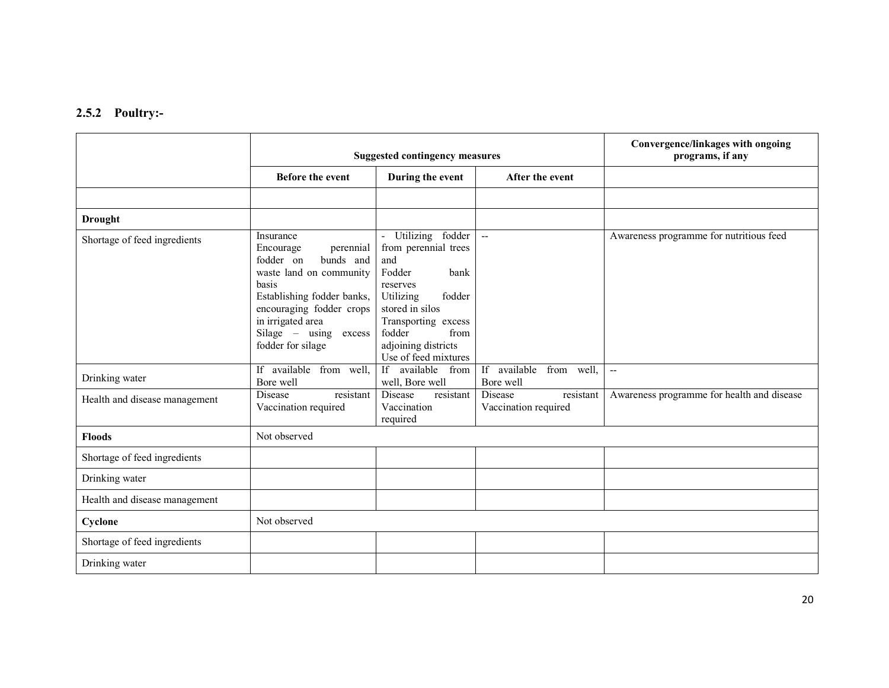## 2.5.2 Poultry:-

| | Suggested contingency measures | | | Convergence/linkages with ongoing programs, if any |
|---|---|---|---|---|
| | Before the event | During the event | After the event | |
| | | | | |
| **Drought** | | | | |
| Shortage of feed ingredients | Insurance<br>Encourage perennial fodder on bunds and waste land on community basis<br>Establishing fodder banks, encouraging fodder crops in irrigated area<br>Silage – using excess fodder for silage | - Utilizing fodder from perennial trees and<br>Fodder bank reserves<br>Utilizing fodder stored in silos<br>Transporting excess fodder from adjoining districts<br>Use of feed mixtures | -- | Awareness programme for nutritious feed |
| Drinking water | If available from well, Bore well | If available from well, Bore well | If available from well, Bore well | -- |
| Health and disease management | Disease resistant Vaccination required | Disease resistant Vaccination required | Disease resistant Vaccination required | Awareness programme for health and disease |
| **Floods** | Not observed | | | |
| Shortage of feed ingredients | | | | |
| Drinking water | | | | |
| Health and disease management | | | | |
| **Cyclone** | Not observed | | | |
| Shortage of feed ingredients | | | | |
| Drinking water | | | | |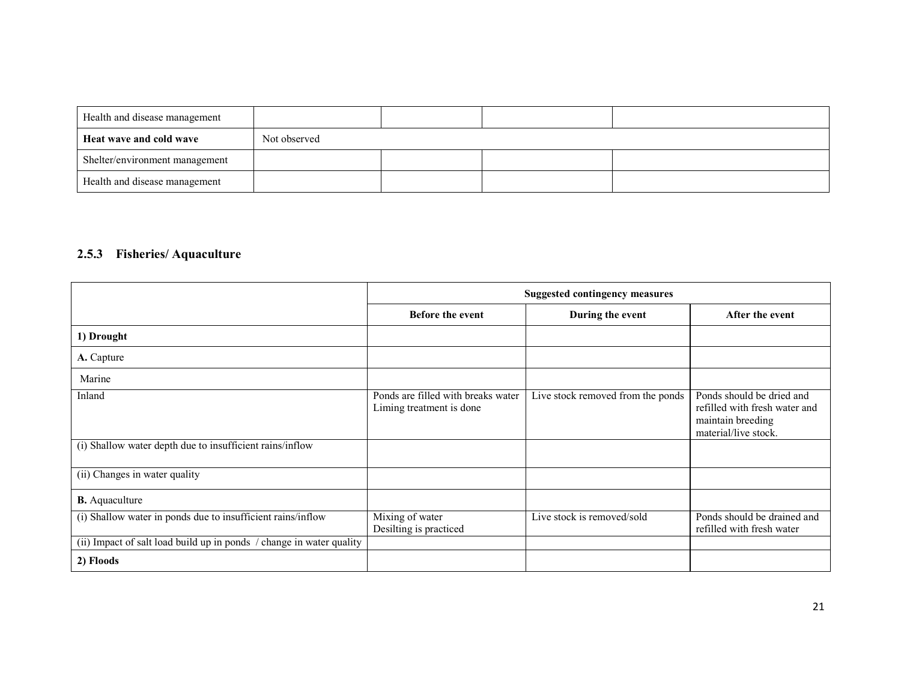| Health and disease management | | | | |
|---|---|---|---|---|
| **Heat wave and cold wave** | Not observed | | | |
| Shelter/environment management | | | | |
| Health and disease management | | | | |

### 2.5.3 Fisheries/ Aquaculture

| | Suggested contingency measures | | |
|---|---|---|---|
| | **Before the event** | **During the event** | **After the event** |
| **1) Drought** | | | |
| **A.** Capture | | | |
| Marine | | | |
| Inland | Ponds are filled with breaks water<br>Liming treatment is done | Live stock removed from the ponds | Ponds should be dried and refilled with fresh water and maintain breeding material/live stock. |
| (i) Shallow water depth due to insufficient rains/inflow | | | |
| (ii) Changes in water quality | | | |
| **B.** Aquaculture | | | |
| (i) Shallow water in ponds due to insufficient rains/inflow | Mixing of water<br>Desilting is practiced | Live stock is removed/sold | Ponds should be drained and refilled with fresh water |
| (ii) Impact of salt load build up in ponds / change in water quality | | | |
| **2) Floods** | | | |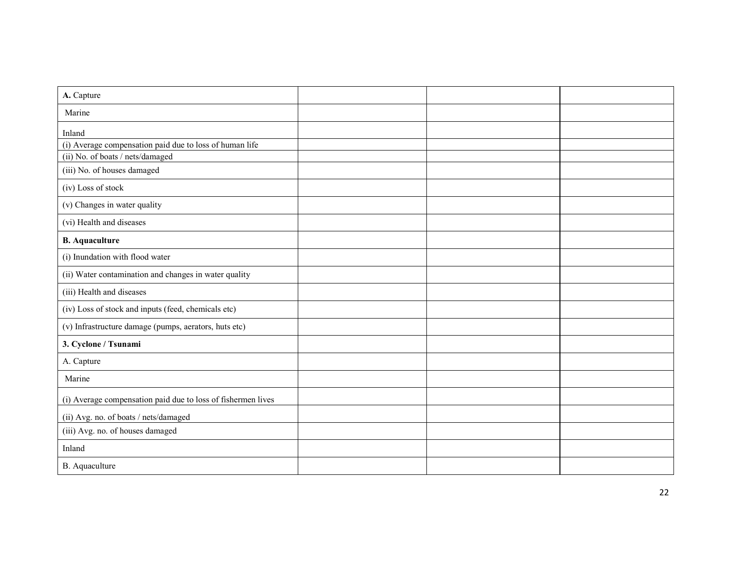| **A.** Capture | | | |
|---|---|---|---|
| Marine | | | |
| Inland | | | |
| (i) Average compensation paid due to loss of human life | | | |
| (ii) No. of boats / nets/damaged | | | |
| (iii) No. of houses damaged | | | |
| (iv) Loss of stock | | | |
| (v) Changes in water quality | | | |
| (vi) Health and diseases | | | |
| **B. Aquaculture** | | | |
| (i) Inundation with flood water | | | |
| (ii) Water contamination and changes in water quality | | | |
| (iii) Health and diseases | | | |
| (iv) Loss of stock and inputs (feed, chemicals etc) | | | |
| (v) Infrastructure damage (pumps, aerators, huts etc) | | | |
| **3. Cyclone / Tsunami** | | | |
| A. Capture | | | |
| Marine | | | |
| (i) Average compensation paid due to loss of fishermen lives | | | |
| (ii) Avg. no. of boats / nets/damaged | | | |
| (iii) Avg. no. of houses damaged | | | |
| Inland | | | |
| B. Aquaculture | | | |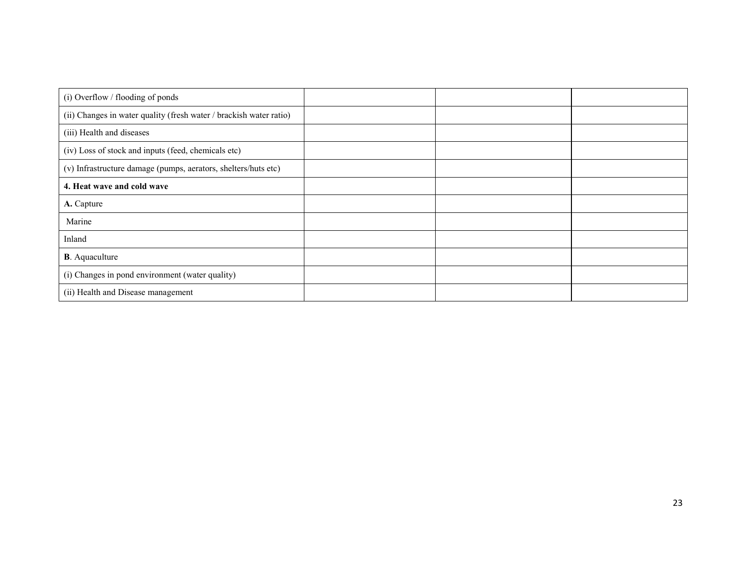| | | | |
|---|---|---|---|
| (i) Overflow / flooding of ponds | | | |
| (ii) Changes in water quality (fresh water / brackish water ratio) | | | |
| (iii) Health and diseases | | | |
| (iv) Loss of stock and inputs (feed, chemicals etc) | | | |
| (v) Infrastructure damage (pumps, aerators, shelters/huts etc) | | | |
| **4. Heat wave and cold wave** | | | |
| **A.** Capture | | | |
| Marine | | | |
| Inland | | | |
| **B**. Aquaculture | | | |
| (i) Changes in pond environment (water quality) | | | |
| (ii) Health and Disease management | | | |